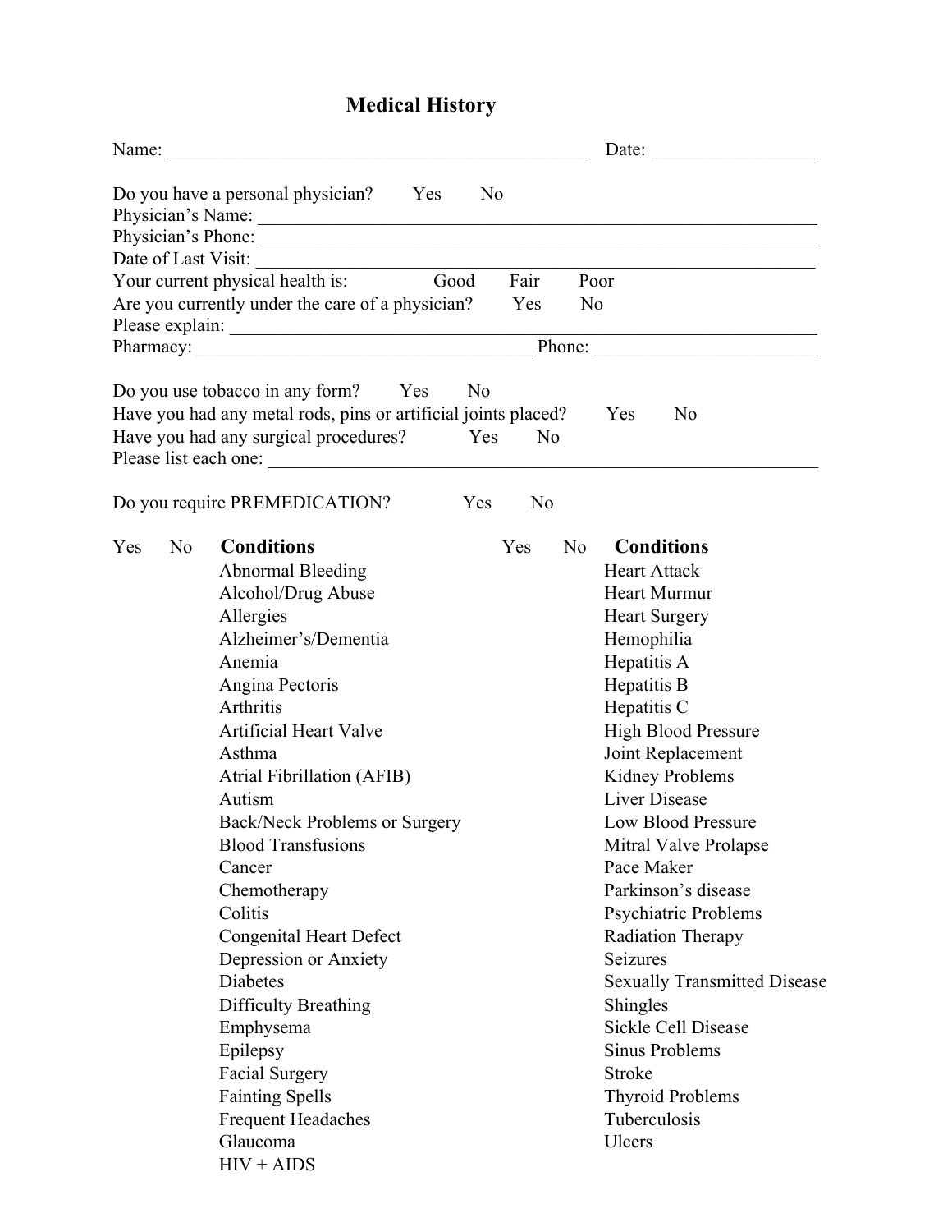# Medical History

Name: _______________________________________________ Date: __________________

Do you have a personal physician? Yes No

Physician's Name: ______________________________________________________________

Physician's Phone: ______________________________________________________________

Date of Last Visit: ______________________________________________________________

Your current physical health is: Good Fair Poor

Are you currently under the care of a physician? Yes No

Please explain: ________________________________________________________________

Pharmacy: _____________________________________ Phone: _______________________

Do you use tobacco in any form? Yes No

Have you had any metal rods, pins or artificial joints placed? Yes No

Have you had any surgical procedures? Yes No

Please list each one: _____________________________________________________________

Do you require PREMEDICATION? Yes No

| Yes | No | Conditions | Yes | No | Conditions |
|---|---|---|---|---|---|
| | | Abnormal Bleeding | | | Heart Attack |
| | | Alcohol/Drug Abuse | | | Heart Murmur |
| | | Allergies | | | Heart Surgery |
| | | Alzheimer's/Dementia | | | Hemophilia |
| | | Anemia | | | Hepatitis A |
| | | Angina Pectoris | | | Hepatitis B |
| | | Arthritis | | | Hepatitis C |
| | | Artificial Heart Valve | | | High Blood Pressure |
| | | Asthma | | | Joint Replacement |
| | | Atrial Fibrillation (AFIB) | | | Kidney Problems |
| | | Autism | | | Liver Disease |
| | | Back/Neck Problems or Surgery | | | Low Blood Pressure |
| | | Blood Transfusions | | | Mitral Valve Prolapse |
| | | Cancer | | | Pace Maker |
| | | Chemotherapy | | | Parkinson's disease |
| | | Colitis | | | Psychiatric Problems |
| | | Congenital Heart Defect | | | Radiation Therapy |
| | | Depression or Anxiety | | | Seizures |
| | | Diabetes | | | Sexually Transmitted Disease |
| | | Difficulty Breathing | | | Shingles |
| | | Emphysema | | | Sickle Cell Disease |
| | | Epilepsy | | | Sinus Problems |
| | | Facial Surgery | | | Stroke |
| | | Fainting Spells | | | Thyroid Problems |
| | | Frequent Headaches | | | Tuberculosis |
| | | Glaucoma | | | Ulcers |
| | | HIV + AIDS | | | |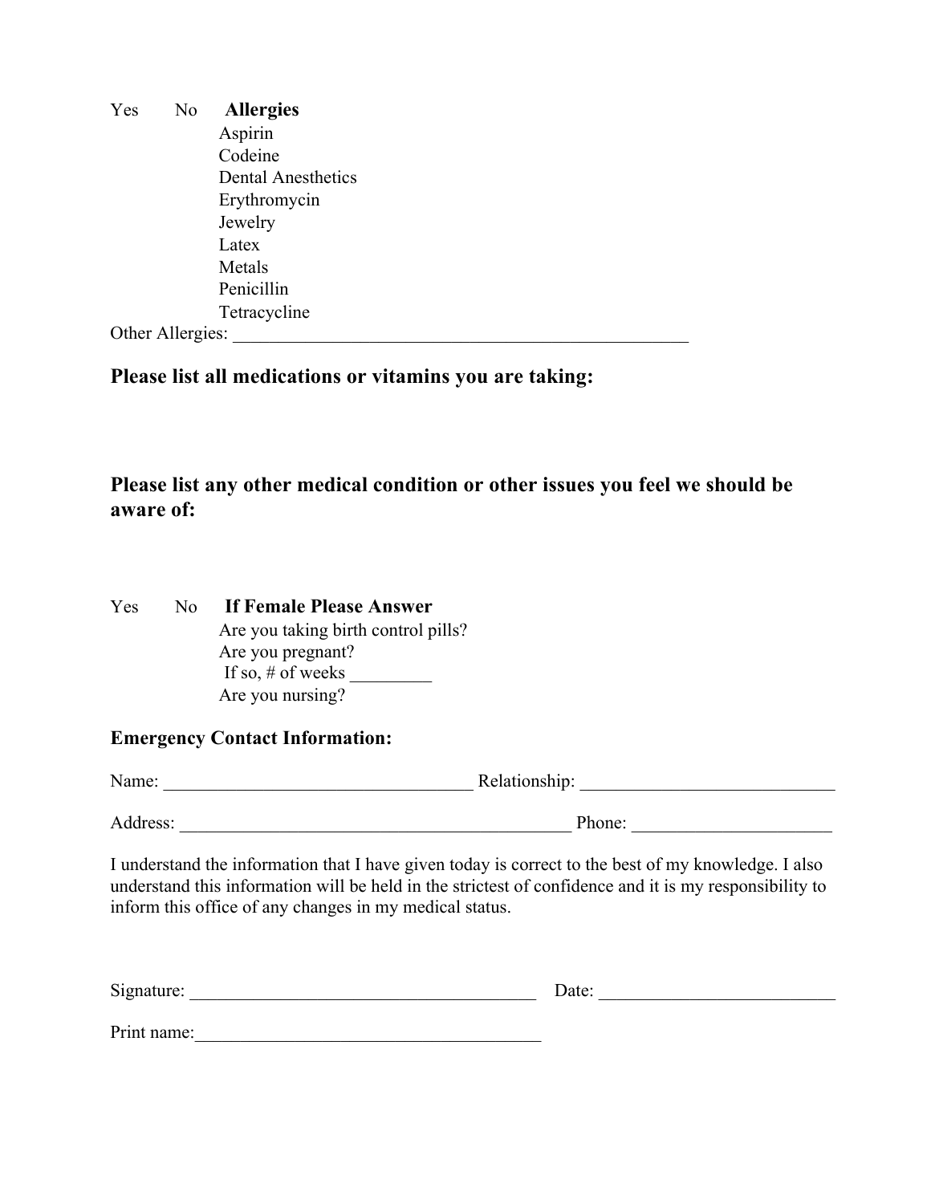Yes No **Allergies**

Aspirin
Codeine
Dental Anesthetics
Erythromycin
Jewelry
Latex
Metals
Penicillin
Tetracycline

Other Allergies: ___________________________________________________

## Please list all medications or vitamins you are taking:

## Please list any other medical condition or other issues you feel we should be aware of:

Yes No **If Female Please Answer**

Are you taking birth control pills?
Are you pregnant?
If so, # of weeks _________
Are you nursing?

### Emergency Contact Information:

Name: __________________________________ Relationship: ____________________________

Address: ____________________________________________ Phone: ______________________

I understand the information that I have given today is correct to the best of my knowledge. I also understand this information will be held in the strictest of confidence and it is my responsibility to inform this office of any changes in my medical status.

Signature: ______________________________________ Date: __________________________

Print name:_______________________________________